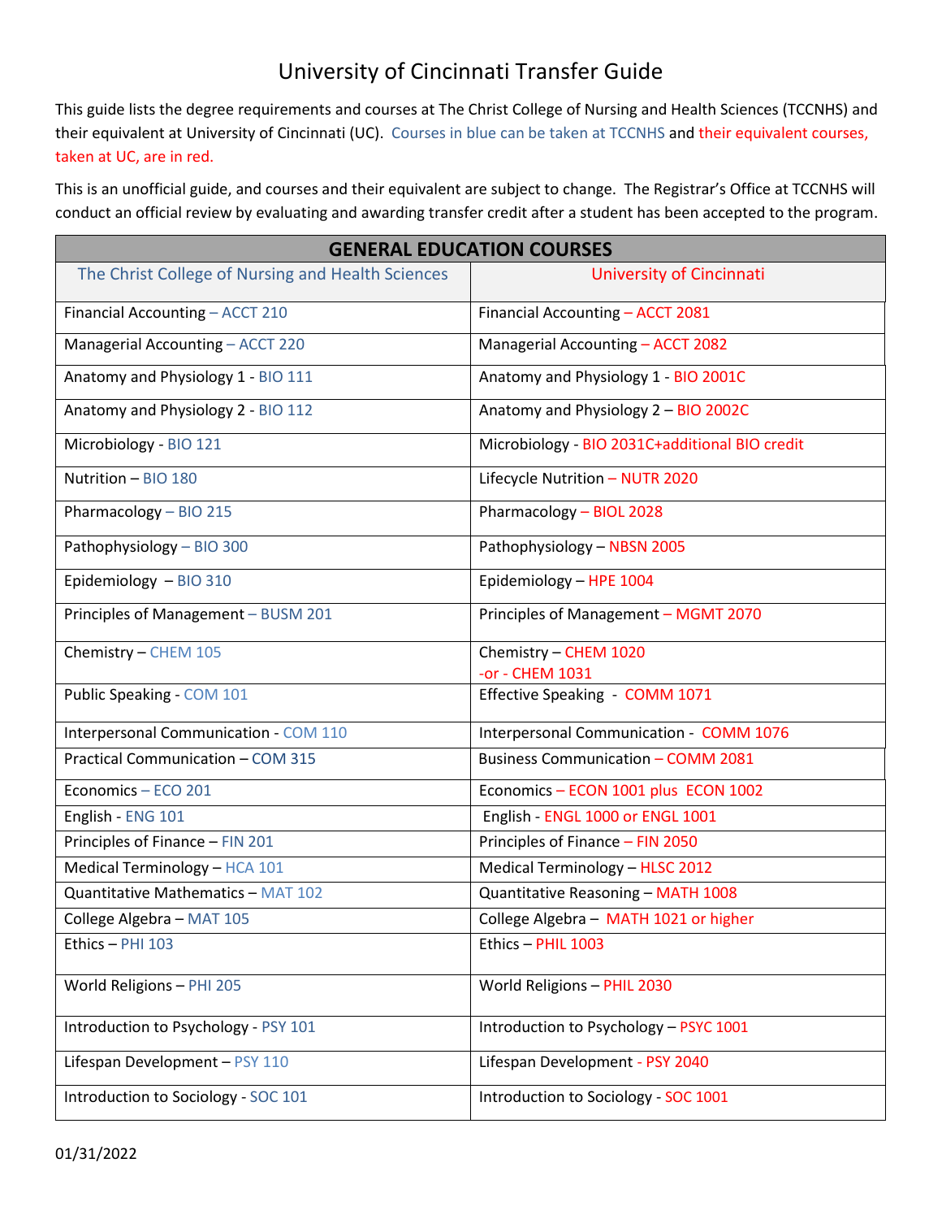# University of Cincinnati Transfer Guide

This guide lists the degree requirements and courses at The Christ College of Nursing and Health Sciences (TCCNHS) and their equivalent at University of Cincinnati (UC). Courses in blue can be taken at TCCNHS and their equivalent courses, taken at UC, are in red.

This is an unofficial guide, and courses and their equivalent are subject to change. The Registrar's Office at TCCNHS will conduct an official review by evaluating and awarding transfer credit after a student has been accepted to the program.

| GENERAL EDUCATION COURSES | |
|---|---|
| **The Christ College of Nursing and Health Sciences** | **University of Cincinnati** |
| Financial Accounting – ACCT 210 | Financial Accounting – ACCT 2081 |
| Managerial Accounting – ACCT 220 | Managerial Accounting – ACCT 2082 |
| Anatomy and Physiology 1 - BIO 111 | Anatomy and Physiology 1 - BIO 2001C |
| Anatomy and Physiology 2 - BIO 112 | Anatomy and Physiology 2 – BIO 2002C |
| Microbiology - BIO 121 | Microbiology - BIO 2031C+additional BIO credit |
| Nutrition – BIO 180 | Lifecycle Nutrition – NUTR 2020 |
| Pharmacology – BIO 215 | Pharmacology – BIOL 2028 |
| Pathophysiology – BIO 300 | Pathophysiology – NBSN 2005 |
| Epidemiology – BIO 310 | Epidemiology – HPE 1004 |
| Principles of Management – BUSM 201 | Principles of Management – MGMT 2070 |
| Chemistry – CHEM 105 | Chemistry – CHEM 1020 -or - CHEM 1031 |
| Public Speaking - COM 101 | Effective Speaking - COMM 1071 |
| Interpersonal Communication - COM 110 | Interpersonal Communication - COMM 1076 |
| Practical Communication – COM 315 | Business Communication – COMM 2081 |
| Economics – ECO 201 | Economics – ECON 1001 plus ECON 1002 |
| English - ENG 101 | English - ENGL 1000 or ENGL 1001 |
| Principles of Finance – FIN 201 | Principles of Finance – FIN 2050 |
| Medical Terminology – HCA 101 | Medical Terminology – HLSC 2012 |
| Quantitative Mathematics – MAT 102 | Quantitative Reasoning – MATH 1008 |
| College Algebra – MAT 105 | College Algebra – MATH 1021 or higher |
| Ethics – PHI 103 | Ethics – PHIL 1003 |
| World Religions – PHI 205 | World Religions – PHIL 2030 |
| Introduction to Psychology - PSY 101 | Introduction to Psychology – PSYC 1001 |
| Lifespan Development – PSY 110 | Lifespan Development - PSY 2040 |
| Introduction to Sociology - SOC 101 | Introduction to Sociology - SOC 1001 |

01/31/2022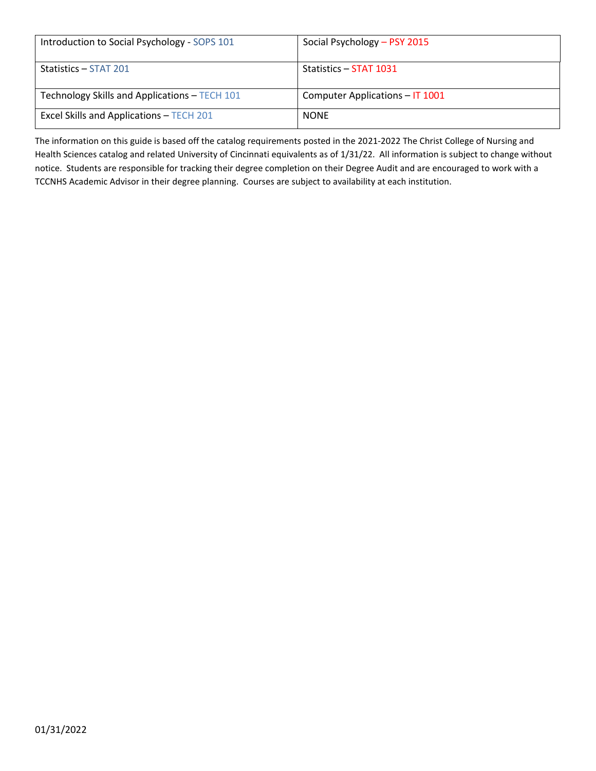| | |
|---|---|
| Introduction to Social Psychology - SOPS 101 | Social Psychology – PSY 2015 |
| Statistics – STAT 201 | Statistics – STAT 1031 |
| Technology Skills and Applications – TECH 101 | Computer Applications – IT 1001 |
| Excel Skills and Applications – TECH 201 | NONE |

The information on this guide is based off the catalog requirements posted in the 2021-2022 The Christ College of Nursing and Health Sciences catalog and related University of Cincinnati equivalents as of 1/31/22. All information is subject to change without notice. Students are responsible for tracking their degree completion on their Degree Audit and are encouraged to work with a TCCNHS Academic Advisor in their degree planning. Courses are subject to availability at each institution.

01/31/2022